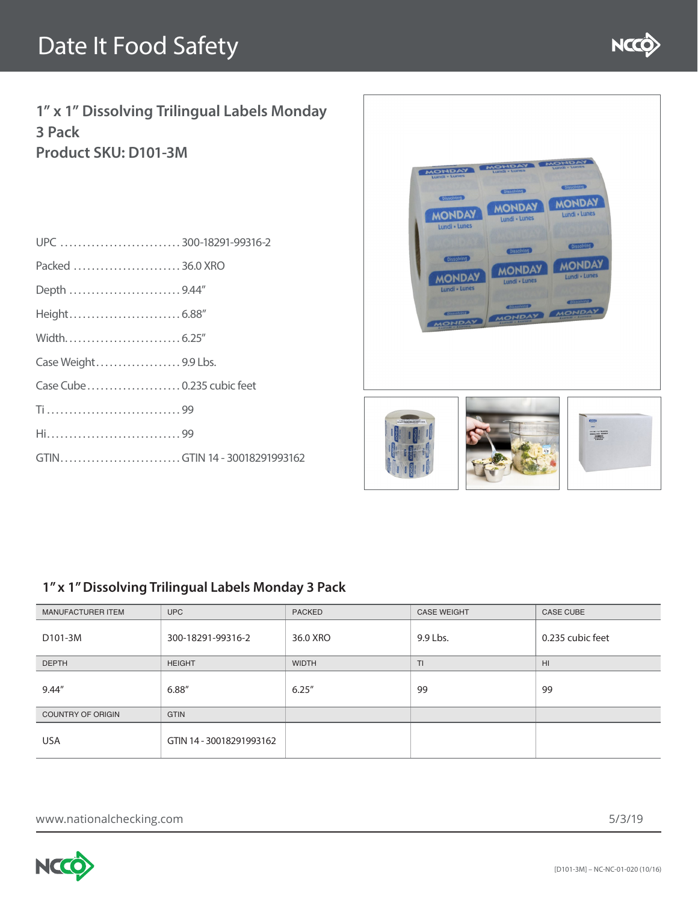# Date It Food Safety

## 1" x 1" Dissolving Trilingual Labels Monday 3 Pack
## Product SKU: D101-3M

UPC ........................... 300-18291-99316-2

Packed ........................ 36.0 XRO

Depth ......................... 9.44"

Height......................... 6.88"

Width.......................... 6.25"

Case Weight................... 9.9 Lbs.

Case Cube..................... 0.235 cubic feet

Ti.............................. 99

Hi.............................. 99

GTIN........................... GTIN 14 - 30018291993162

### 1" x 1" Dissolving Trilingual Labels Monday 3 Pack

| MANUFACTURER ITEM | UPC | PACKED | CASE WEIGHT | CASE CUBE |
|---|---|---|---|---|
| D101-3M | 300-18291-99316-2 | 36.0 XRO | 9.9 Lbs. | 0.235 cubic feet |
| DEPTH | HEIGHT | WIDTH | TI | HI |
| 9.44" | 6.88" | 6.25" | 99 | 99 |
| COUNTRY OF ORIGIN | GTIN | | | |
| USA | GTIN 14 - 30018291993162 | | | |

www.nationalchecking.com

5/3/19

[D101-3M] – NC-NC-01-020 (10/16)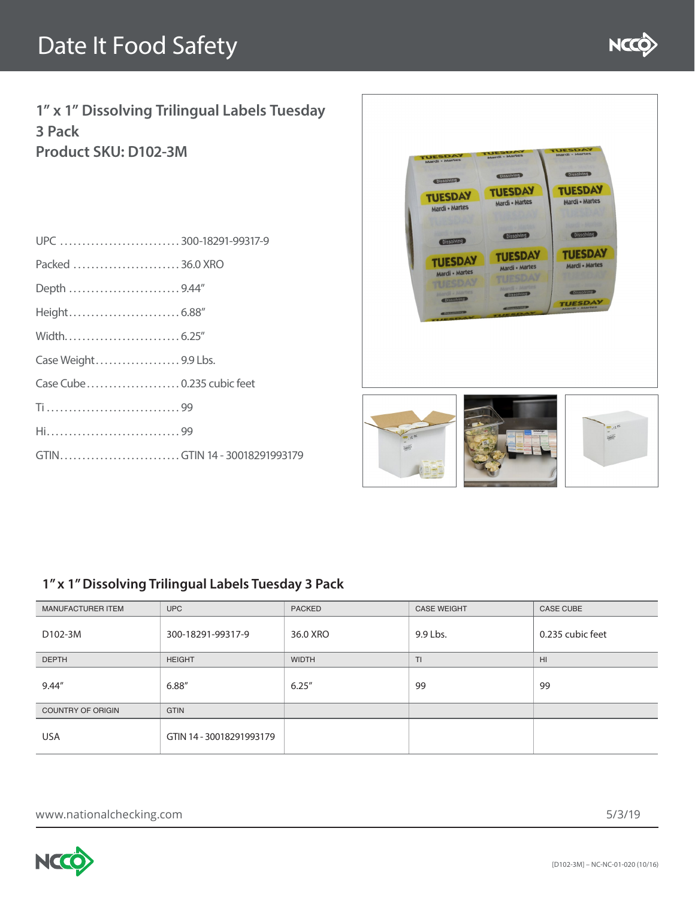# Date It Food Safety

## 1" x 1" Dissolving Trilingual Labels Tuesday 3 Pack
## Product SKU: D102-3M

UPC ........................... 300-18291-99317-9

Packed ........................ 36.0 XRO

Depth ......................... 9.44"

Height......................... 6.88"

Width.......................... 6.25"

Case Weight................... 9.9 Lbs.

Case Cube..................... 0.235 cubic feet

Ti .............................. 99

Hi.............................. 99

GTIN........................... GTIN 14 - 30018291993179

### 1" x 1" Dissolving Trilingual Labels Tuesday 3 Pack

| MANUFACTURER ITEM | UPC | PACKED | CASE WEIGHT | CASE CUBE |
|---|---|---|---|---|
| D102-3M | 300-18291-99317-9 | 36.0 XRO | 9.9 Lbs. | 0.235 cubic feet |
| **DEPTH** | **HEIGHT** | **WIDTH** | **TI** | **HI** |
| 9.44" | 6.88" | 6.25" | 99 | 99 |
| **COUNTRY OF ORIGIN** | **GTIN** | | | |
| USA | GTIN 14 - 30018291993179 | | | |

www.nationalchecking.com 5/3/19

[D102-3M] – NC-NC-01-020 (10/16)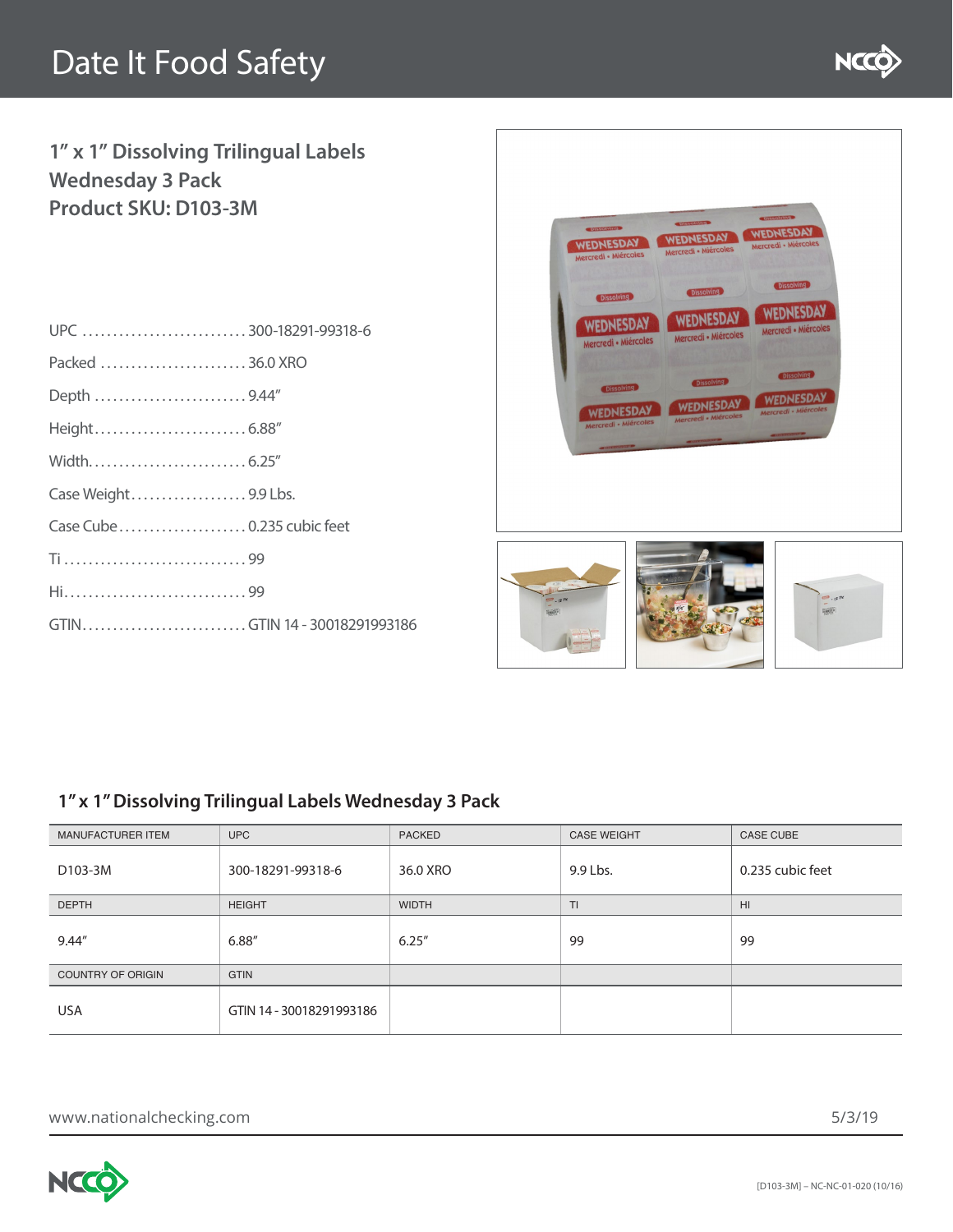# Date It Food Safety

## 1" x 1" Dissolving Trilingual Labels Wednesday 3 Pack
## Product SKU: D103-3M

UPC ........................... 300-18291-99318-6

Packed ........................ 36.0 XRO

Depth ......................... 9.44"

Height......................... 6.88"

Width.......................... 6.25"

Case Weight................... 9.9 Lbs.

Case Cube..................... 0.235 cubic feet

Ti .............................. 99

Hi.............................. 99

GTIN.......................... GTIN 14 - 30018291993186

### 1" x 1" Dissolving Trilingual Labels Wednesday 3 Pack

| MANUFACTURER ITEM | UPC | PACKED | CASE WEIGHT | CASE CUBE |
|---|---|---|---|---|
| D103-3M | 300-18291-99318-6 | 36.0 XRO | 9.9 Lbs. | 0.235 cubic feet |
| DEPTH | HEIGHT | WIDTH | TI | HI |
| 9.44" | 6.88" | 6.25" | 99 | 99 |
| COUNTRY OF ORIGIN | GTIN | | | |
| USA | GTIN 14 - 30018291993186 | | | |

www.nationalchecking.com 5/3/19

[D103-3M] – NC-NC-01-020 (10/16)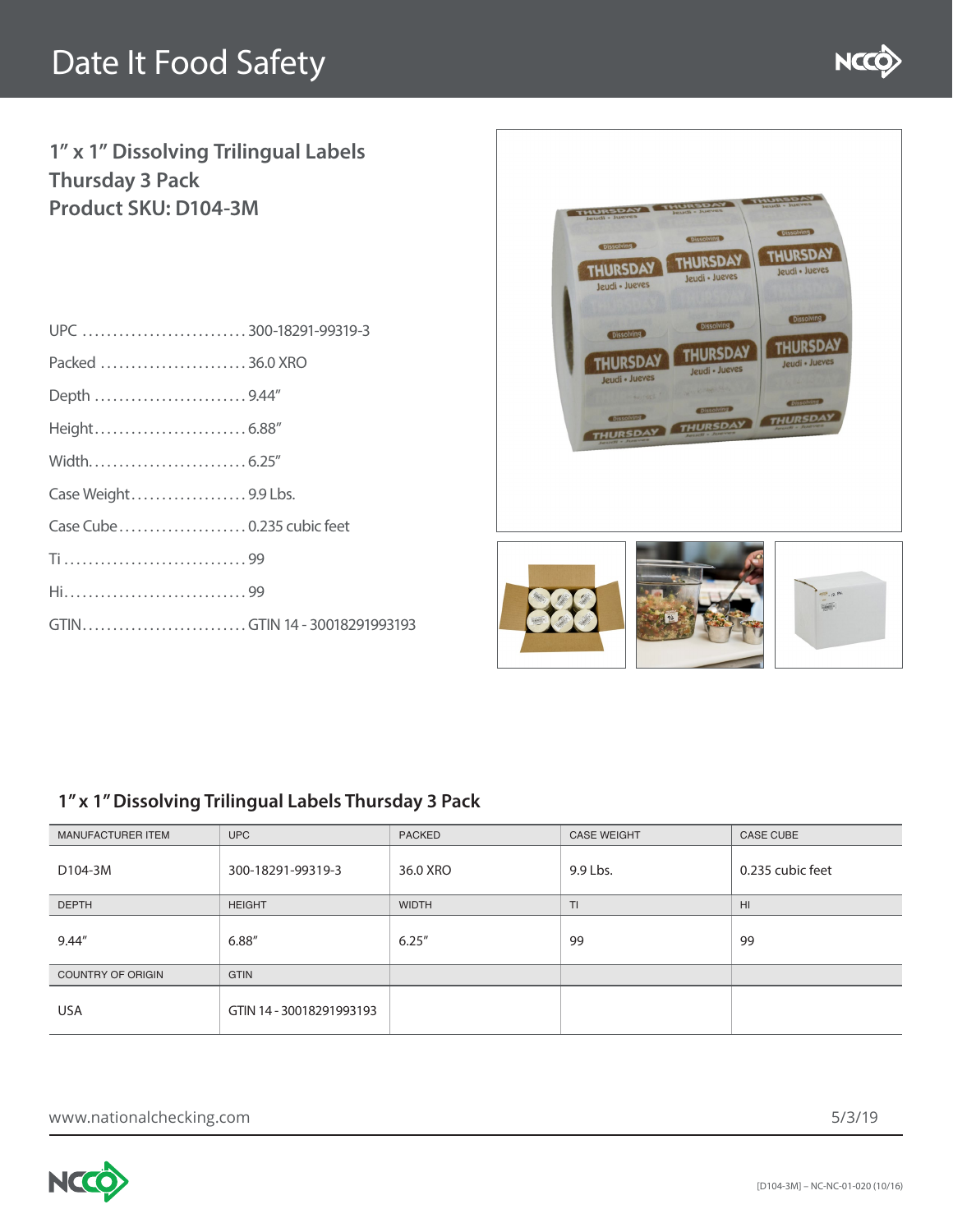# Date It Food Safety

## 1" x 1" Dissolving Trilingual Labels
## Thursday 3 Pack
## Product SKU: D104-3M

UPC ........................... 300-18291-99319-3

Packed ........................ 36.0 XRO

Depth ......................... 9.44"

Height......................... 6.88"

Width.......................... 6.25"

Case Weight................... 9.9 Lbs.

Case Cube..................... 0.235 cubic feet

Ti .............................. 99

Hi.............................. 99

GTIN........................... GTIN 14 - 30018291993193

### 1" x 1" Dissolving Trilingual Labels Thursday 3 Pack

| MANUFACTURER ITEM | UPC | PACKED | CASE WEIGHT | CASE CUBE |
|---|---|---|---|---|
| D104-3M | 300-18291-99319-3 | 36.0 XRO | 9.9 Lbs. | 0.235 cubic feet |
| DEPTH | HEIGHT | WIDTH | TI | HI |
| 9.44" | 6.88" | 6.25" | 99 | 99 |
| COUNTRY OF ORIGIN | GTIN | | | |
| USA | GTIN 14 - 30018291993193 | | | |

www.nationalchecking.com

5/3/19

[D104-3M] – NC-NC-01-020 (10/16)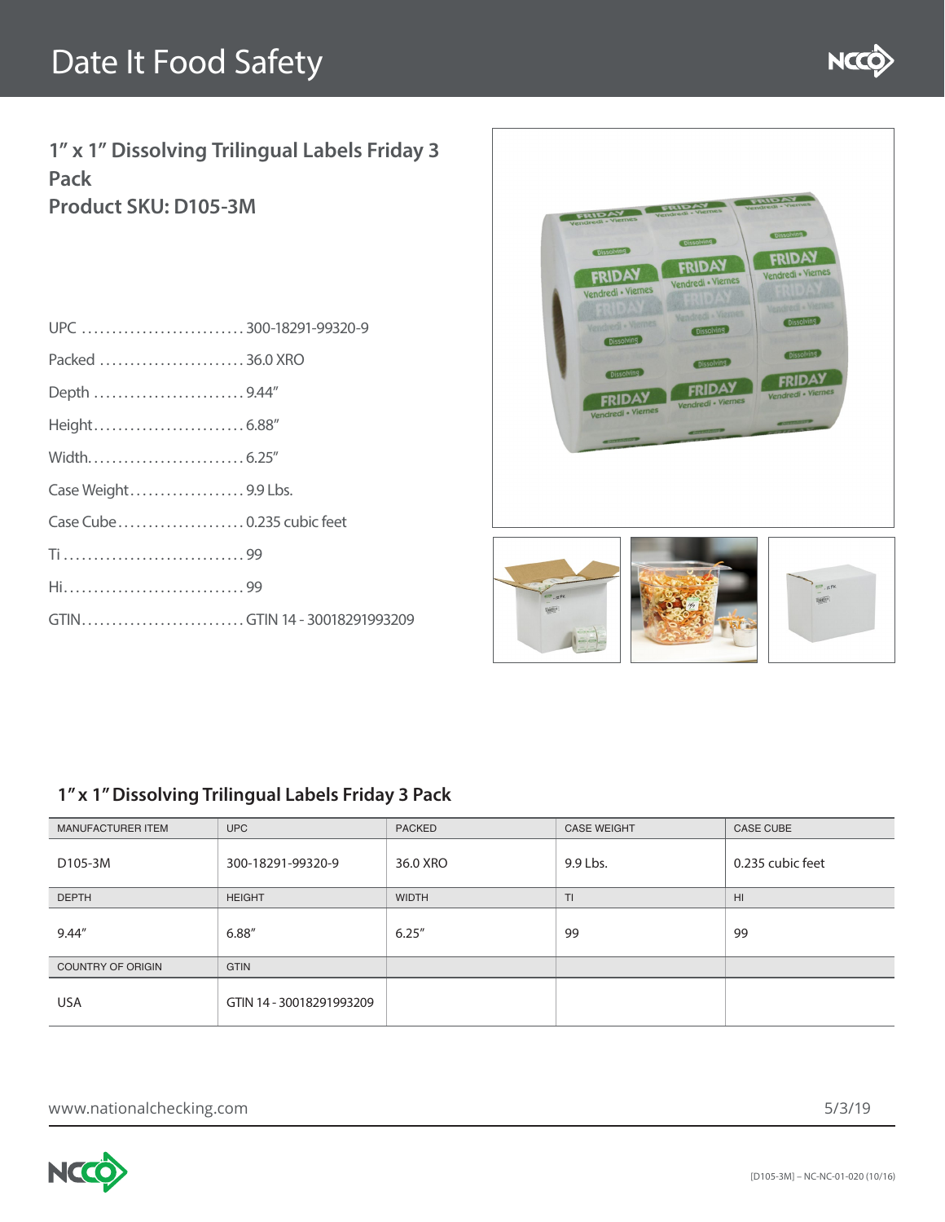# Date It Food Safety

## 1" x 1" Dissolving Trilingual Labels Friday 3 Pack
## Product SKU: D105-3M

UPC ........................... 300-18291-99320-9

Packed ........................ 36.0 XRO

Depth ......................... 9.44"

Height......................... 6.88"

Width.......................... 6.25"

Case Weight.................. 9.9 Lbs.

Case Cube..................... 0.235 cubic feet

Ti .............................. 99

Hi.............................. 99

GTIN........................... GTIN 14 - 30018291993209

### 1" x 1" Dissolving Trilingual Labels Friday 3 Pack

| MANUFACTURER ITEM | UPC | PACKED | CASE WEIGHT | CASE CUBE |
|---|---|---|---|---|
| D105-3M | 300-18291-99320-9 | 36.0 XRO | 9.9 Lbs. | 0.235 cubic feet |
| DEPTH | HEIGHT | WIDTH | TI | HI |
| 9.44" | 6.88" | 6.25" | 99 | 99 |
| COUNTRY OF ORIGIN | GTIN | | | |
| USA | GTIN 14 - 30018291993209 | | | |

www.nationalchecking.com

5/3/19

[D105-3M] – NC-NC-01-020 (10/16)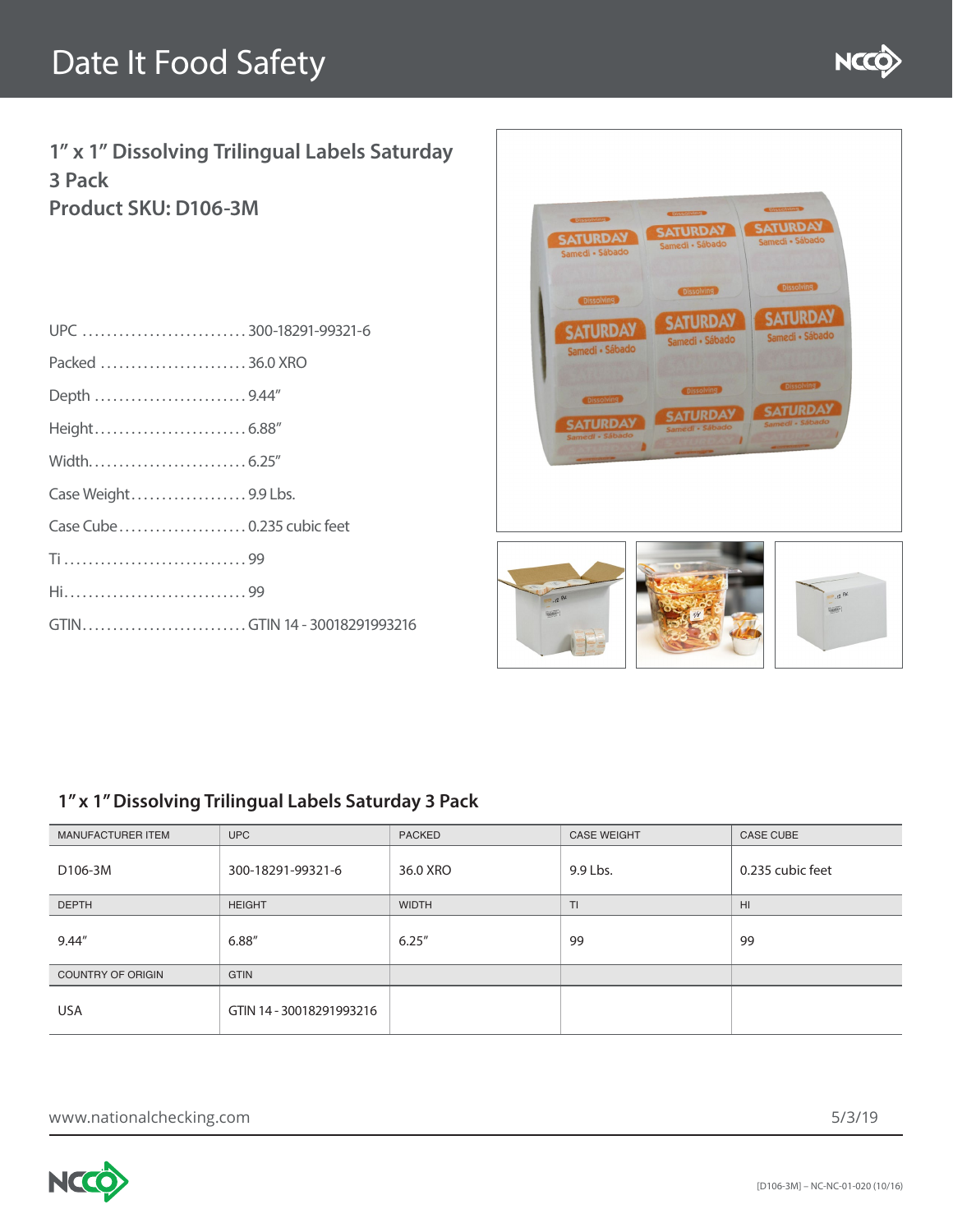# Date It Food Safety

## 1" x 1" Dissolving Trilingual Labels Saturday 3 Pack
## Product SKU: D106-3M

UPC ............................ 300-18291-99321-6

Packed ........................ 36.0 XRO

Depth ......................... 9.44"

Height......................... 6.88"

Width.......................... 6.25"

Case Weight................... 9.9 Lbs.

Case Cube..................... 0.235 cubic feet

Ti .............................. 99

Hi.............................. 99

GTIN........................... GTIN 14 - 30018291993216

### 1" x 1" Dissolving Trilingual Labels Saturday 3 Pack

| MANUFACTURER ITEM | UPC | PACKED | CASE WEIGHT | CASE CUBE |
|---|---|---|---|---|
| D106-3M | 300-18291-99321-6 | 36.0 XRO | 9.9 Lbs. | 0.235 cubic feet |
| DEPTH | HEIGHT | WIDTH | TI | HI |
| 9.44" | 6.88" | 6.25" | 99 | 99 |
| COUNTRY OF ORIGIN | GTIN | | | |
| USA | GTIN 14 - 30018291993216 | | | |

www.nationalchecking.com

5/3/19

[D106-3M] – NC-NC-01-020 (10/16)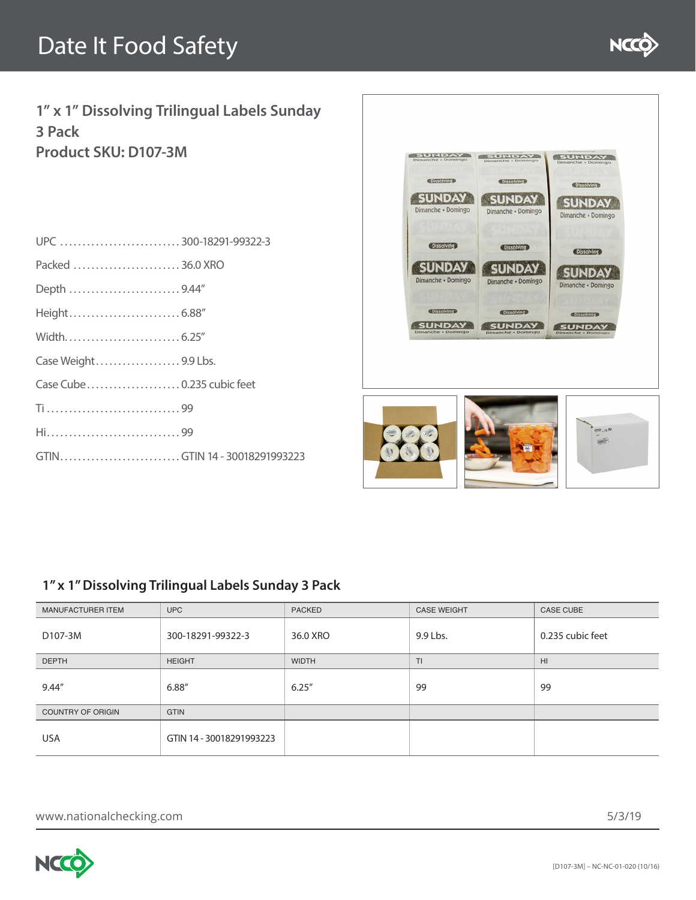# Date It Food Safety

## 1" x 1" Dissolving Trilingual Labels Sunday 3 Pack

## Product SKU: D107-3M

UPC ........................... 300-18291-99322-3

Packed ........................ 36.0 XRO

Depth ......................... 9.44"

Height......................... 6.88"

Width.......................... 6.25"

Case Weight................... 9.9 Lbs.

Case Cube..................... 0.235 cubic feet

Ti .............................. 99

Hi.............................. 99

GTIN........................... GTIN 14 - 30018291993223

### 1" x 1" Dissolving Trilingual Labels Sunday 3 Pack

| MANUFACTURER ITEM | UPC | PACKED | CASE WEIGHT | CASE CUBE |
|---|---|---|---|---|
| D107-3M | 300-18291-99322-3 | 36.0 XRO | 9.9 Lbs. | 0.235 cubic feet |
| DEPTH | HEIGHT | WIDTH | TI | HI |
| 9.44" | 6.88" | 6.25" | 99 | 99 |
| COUNTRY OF ORIGIN | GTIN | | | |
| USA | GTIN 14 - 30018291993223 | | | |

www.nationalchecking.com 5/3/19

[D107-3M] – NC-NC-01-020 (10/16)